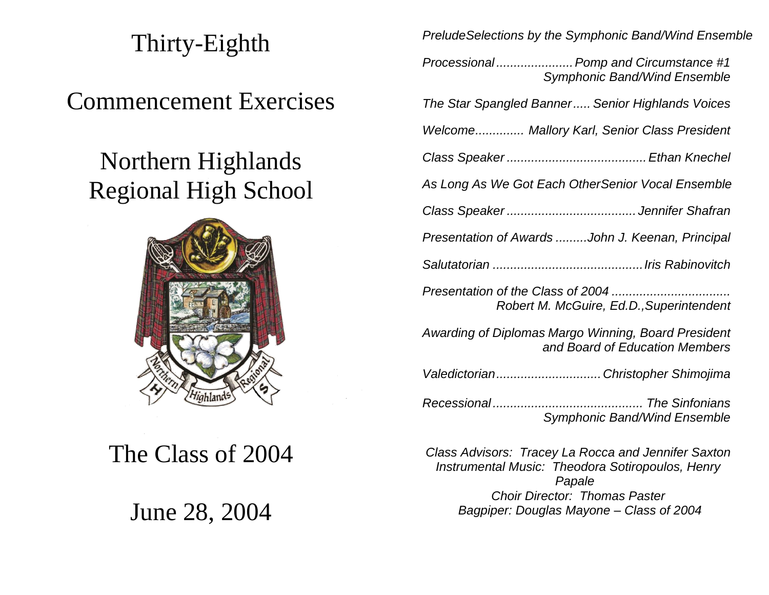# Thirty-Eighth

# Commencement Exercises

# Northern Highlands Regional High School

Northern Highlands Regional

HS

# The Class of 2004

# June 28, 2004

*Prelude Selections by the Symphonic Band/Wind Ensemble*

*Processional ...................... Pomp and Circumstance #1*
*Symphonic Band/Wind Ensemble*

*The Star Spangled Banner ..... Senior Highlands Voices*

*Welcome............. Mallory Karl, Senior Class President*

*Class Speaker ....................................... Ethan Knechel*

*As Long As We Got Each Other Senior Vocal Ensemble*

*Class Speaker .................................... Jennifer Shafran*

*Presentation of Awards .........John J. Keenan, Principal*

*Salutatorian .......................................... Iris Rabinovitch*

*Presentation of the Class of 2004 ..................................*
*Robert M. McGuire, Ed.D.,Superintendent*

*Awarding of Diplomas Margo Winning, Board President and Board of Education Members*

*Valedictorian............................. Christopher Shimojima*

*Recessional .......................................... The Sinfonians*
*Symphonic Band/Wind Ensemble*

*Class Advisors: Tracey La Rocca and Jennifer Saxton*
*Instrumental Music: Theodora Sotiropoulos, Henry Papale*
*Choir Director: Thomas Paster*
*Bagpiper: Douglas Mayone – Class of 2004*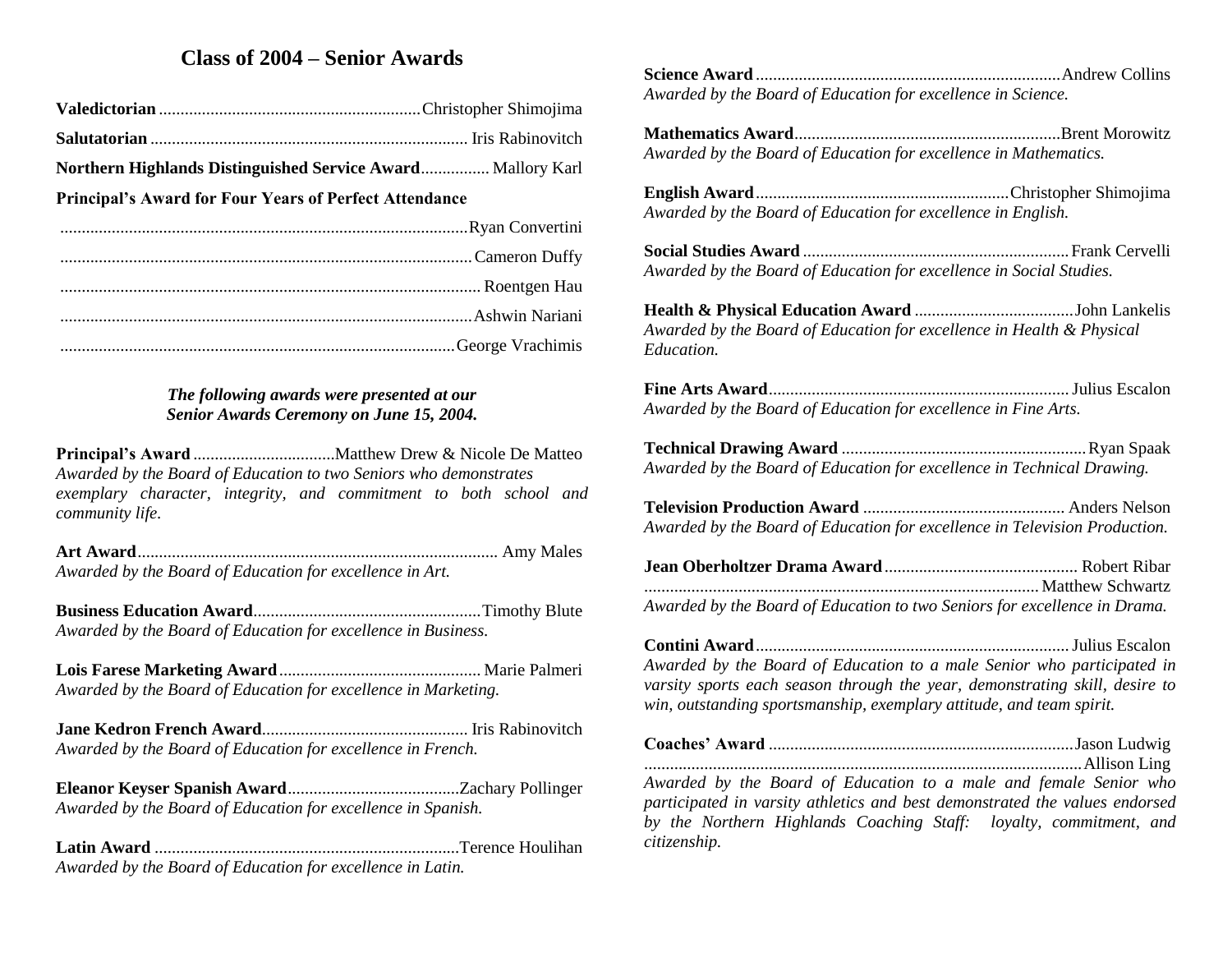# Class of 2004 – Senior Awards

**Valedictorian** ............................................................ Christopher Shimojima

**Salutatorian** .......................................................................... Iris Rabinovitch

**Northern Highlands Distinguished Service Award** ................ Mallory Karl

**Principal's Award for Four Years of Perfect Attendance**

.............................................................................................. Ryan Convertini

.............................................................................................. Cameron Duffy

.............................................................................................. Roentgen Hau

.............................................................................................. Ashwin Nariani

.............................................................................................. George Vrachimis

***The following awards were presented at our Senior Awards Ceremony on June 15, 2004.***

**Principal's Award** ................................. Matthew Drew & Nicole De Matteo
*Awarded by the Board of Education to two Seniors who demonstrates exemplary character, integrity, and commitment to both school and community life.*

**Art Award** .................................................................................... Amy Males
*Awarded by the Board of Education for excellence in Art.*

**Business Education Award** ..................................................... Timothy Blute
*Awarded by the Board of Education for excellence in Business.*

**Lois Farese Marketing Award** ............................................... Marie Palmeri
*Awarded by the Board of Education for excellence in Marketing.*

**Jane Kedron French Award** ................................................ Iris Rabinovitch
*Awarded by the Board of Education for excellence in French.*

**Eleanor Keyser Spanish Award** ........................................ Zachary Pollinger
*Awarded by the Board of Education for excellence in Spanish.*

**Latin Award** ....................................................................... Terence Houlihan
*Awarded by the Board of Education for excellence in Latin.*

**Science Award** ...................................................................... Andrew Collins
*Awarded by the Board of Education for excellence in Science.*

**Mathematics Award** ............................................................. Brent Morowitz
*Awarded by the Board of Education for excellence in Mathematics.*

**English Award** .......................................................... Christopher Shimojima
*Awarded by the Board of Education for excellence in English.*

**Social Studies Award** ............................................................. Frank Cervelli
*Awarded by the Board of Education for excellence in Social Studies.*

**Health & Physical Education Award** ..................................... John Lankelis
*Awarded by the Board of Education for excellence in Health & Physical Education.*

**Fine Arts Award** ..................................................................... Julius Escalon
*Awarded by the Board of Education for excellence in Fine Arts.*

**Technical Drawing Award** ......................................................... Ryan Spaak
*Awarded by the Board of Education for excellence in Technical Drawing.*

**Television Production Award** ............................................... Anders Nelson
*Awarded by the Board of Education for excellence in Television Production.*

**Jean Oberholtzer Drama Award** ............................................. Robert Ribar
........................................................................................... Matthew Schwartz
*Awarded by the Board of Education to two Seniors for excellence in Drama.*

**Contini Award** ........................................................................ Julius Escalon
*Awarded by the Board of Education to a male Senior who participated in varsity sports each season through the year, demonstrating skill, desire to win, outstanding sportsmanship, exemplary attitude, and team spirit.*

**Coaches' Award** ....................................................................... Jason Ludwig
.................................................................................................... Allison Ling
*Awarded by the Board of Education to a male and female Senior who participated in varsity athletics and best demonstrated the values endorsed by the Northern Highlands Coaching Staff: loyalty, commitment, and citizenship.*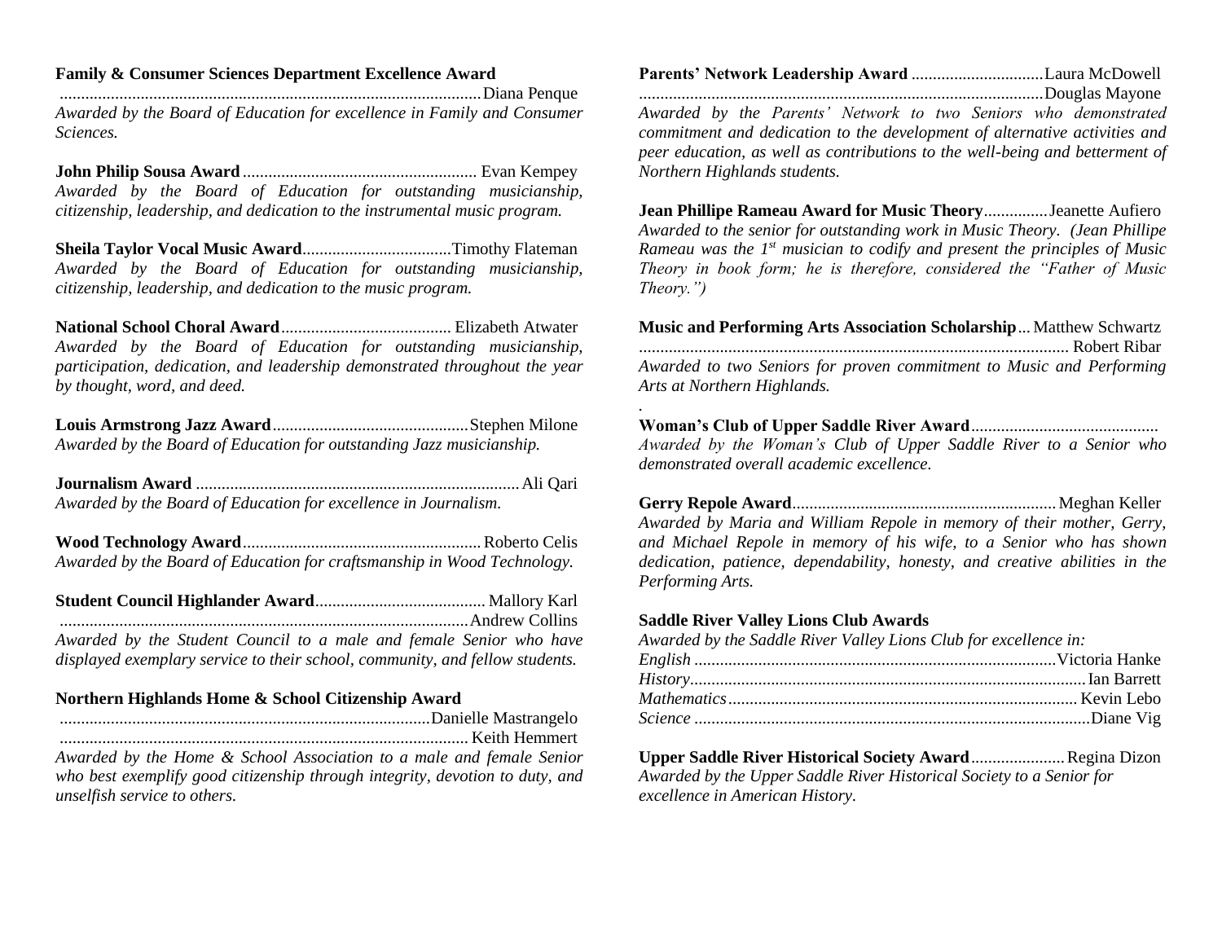**Family & Consumer Sciences Department Excellence Award**
.................................................................................................Diana Penque
*Awarded by the Board of Education for excellence in Family and Consumer Sciences.*

**John Philip Sousa Award** ....................................................... Evan Kempey
*Awarded by the Board of Education for outstanding musicianship, citizenship, leadership, and dedication to the instrumental music program.*

**Sheila Taylor Vocal Music Award**...................................Timothy Flateman
*Awarded by the Board of Education for outstanding musicianship, citizenship, leadership, and dedication to the music program.*

**National School Choral Award**........................................ Elizabeth Atwater
*Awarded by the Board of Education for outstanding musicianship, participation, dedication, and leadership demonstrated throughout the year by thought, word, and deed.*

**Louis Armstrong Jazz Award**..............................................Stephen Milone
*Awarded by the Board of Education for outstanding Jazz musicianship.*

**Journalism Award** ............................................................................Ali Qari
*Awarded by the Board of Education for excellence in Journalism.*

**Wood Technology Award**........................................................Roberto Celis
*Awarded by the Board of Education for craftsmanship in Wood Technology.*

**Student Council Highlander Award**........................................ Mallory Karl
...............................................................................................Andrew Collins
*Awarded by the Student Council to a male and female Senior who have displayed exemplary service to their school, community, and fellow students.*

**Northern Highlands Home & School Citizenship Award**
.......................................................................................Danielle Mastrangelo
................................................................................................ Keith Hemmert
*Awarded by the Home & School Association to a male and female Senior who best exemplify good citizenship through integrity, devotion to duty, and unselfish service to others.*

**Parents' Network Leadership Award** ...............................Laura McDowell
..............................................................................................Douglas Mayone
*Awarded by the Parents' Network to two Seniors who demonstrated commitment and dedication to the development of alternative activities and peer education, as well as contributions to the well-being and betterment of Northern Highlands students.*

**Jean Phillipe Rameau Award for Music Theory**...............Jeanette Aufiero
*Awarded to the senior for outstanding work in Music Theory. (Jean Phillipe Rameau was the 1st musician to codify and present the principles of Music Theory in book form; he is therefore, considered the "Father of Music Theory.")*

**Music and Performing Arts Association Scholarship**... Matthew Schwartz
.................................................................................................... Robert Ribar
*Awarded to two Seniors for proven commitment to Music and Performing Arts at Northern Highlands.*

.

**Woman's Club of Upper Saddle River Award**............................................
*Awarded by the Woman's Club of Upper Saddle River to a Senior who demonstrated overall academic excellence.*

**Gerry Repole Award**.............................................................Meghan Keller
*Awarded by Maria and William Repole in memory of their mother, Gerry, and Michael Repole in memory of his wife, to a Senior who has shown dedication, patience, dependability, honesty, and creative abilities in the Performing Arts.*

**Saddle River Valley Lions Club Awards**
*Awarded by the Saddle River Valley Lions Club for excellence in:*
*English* ....................................................................................Victoria Hanke
*History*.............................................................................................Ian Barrett
*Mathematics*.................................................................................. Kevin Lebo
*Science* ............................................................................................Diane Vig

**Upper Saddle River Historical Society Award**......................Regina Dizon
*Awarded by the Upper Saddle River Historical Society to a Senior for excellence in American History.*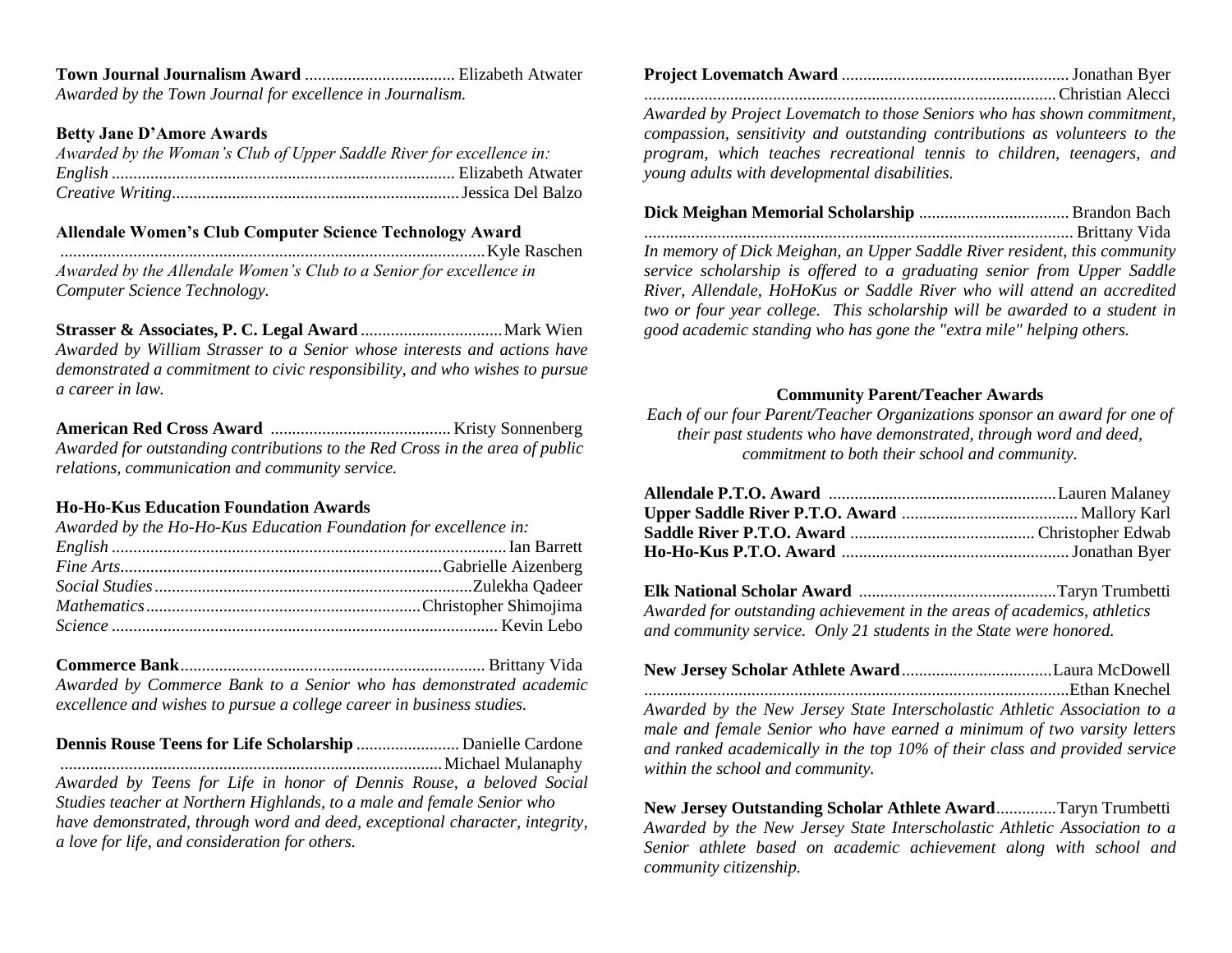**Town Journal Journalism Award** ................................... Elizabeth Atwater
*Awarded by the Town Journal for excellence in Journalism.*

**Betty Jane D'Amore Awards**
*Awarded by the Woman's Club of Upper Saddle River for excellence in:*
*English* ................................................................................ Elizabeth Atwater
*Creative Writing*.................................................................. Jessica Del Balzo

**Allendale Women's Club Computer Science Technology Award**
.................................................................................................. Kyle Raschen
*Awarded by the Allendale Women's Club to a Senior for excellence in Computer Science Technology.*

**Strasser & Associates, P. C. Legal Award** ................................. Mark Wien
*Awarded by William Strasser to a Senior whose interests and actions have demonstrated a commitment to civic responsibility, and who wishes to pursue a career in law.*

**American Red Cross Award** .......................................... Kristy Sonnenberg
*Awarded for outstanding contributions to the Red Cross in the area of public relations, communication and community service.*

**Ho-Ho-Kus Education Foundation Awards**
*Awarded by the Ho-Ho-Kus Education Foundation for excellence in:*
*English* ............................................................................................ Ian Barrett
*Fine Arts*.......................................................................... Gabrielle Aizenberg
*Social Studies* ........................................................................... Zulekha Qadeer
*Mathematics* ................................................................. Christopher Shimojima
*Science* ........................................................................................... Kevin Lebo

**Commerce Bank**...................................................................... Brittany Vida
*Awarded by Commerce Bank to a Senior who has demonstrated academic excellence and wishes to pursue a college career in business studies.*

**Dennis Rouse Teens for Life Scholarship** ........................ Danielle Cardone
......................................................................................... Michael Mulanaphy
*Awarded by Teens for Life in honor of Dennis Rouse, a beloved Social Studies teacher at Northern Highlands, to a male and female Senior who have demonstrated, through word and deed, exceptional character, integrity, a love for life, and consideration for others.*

**Project Lovematch Award** ..................................................... Jonathan Byer
............................................................................................... Christian Alecci
*Awarded by Project Lovematch to those Seniors who has shown commitment, compassion, sensitivity and outstanding contributions as volunteers to the program, which teaches recreational tennis to children, teenagers, and young adults with developmental disabilities.*

**Dick Meighan Memorial Scholarship** ................................... Brandon Bach
.................................................................................................. Brittany Vida
*In memory of Dick Meighan, an Upper Saddle River resident, this community service scholarship is offered to a graduating senior from Upper Saddle River, Allendale, HoHoKus or Saddle River who will attend an accredited two or four year college. This scholarship will be awarded to a student in good academic standing who has gone the "extra mile" helping others.*

**Community Parent/Teacher Awards**

*Each of our four Parent/Teacher Organizations sponsor an award for one of their past students who have demonstrated, through word and deed, commitment to both their school and community.*

**Allendale P.T.O. Award** ..................................................... Lauren Malaney
**Upper Saddle River P.T.O. Award** ......................................... Mallory Karl
**Saddle River P.T.O. Award** ........................................... Christopher Edwab
**Ho-Ho-Kus P.T.O. Award** ..................................................... Jonathan Byer

**Elk National Scholar Award** ............................................. Taryn Trumbetti
*Awarded for outstanding achievement in the areas of academics, athletics and community service. Only 21 students in the State were honored.*

**New Jersey Scholar Athlete Award**................................... Laura McDowell
................................................................................................. Ethan Knechel
*Awarded by the New Jersey State Interscholastic Athletic Association to a male and female Senior who have earned a minimum of two varsity letters and ranked academically in the top 10% of their class and provided service within the school and community.*

**New Jersey Outstanding Scholar Athlete Award**.............. Taryn Trumbetti
*Awarded by the New Jersey State Interscholastic Athletic Association to a Senior athlete based on academic achievement along with school and community citizenship.*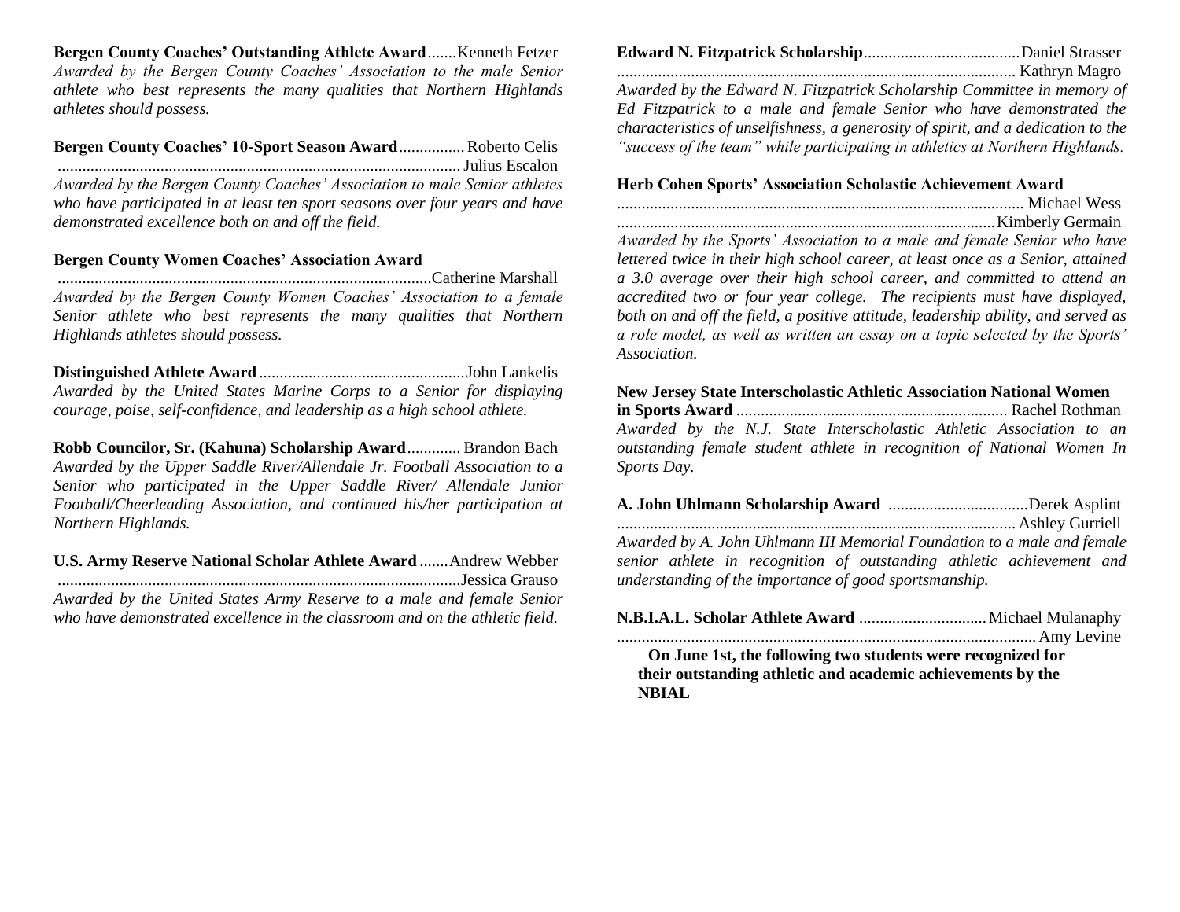**Bergen County Coaches' Outstanding Athlete Award**.......Kenneth Fetzer
*Awarded by the Bergen County Coaches' Association to the male Senior athlete who best represents the many qualities that Northern Highlands athletes should possess.*

**Bergen County Coaches' 10-Sport Season Award**................Roberto Celis
.................................................................................................Julius Escalon
*Awarded by the Bergen County Coaches' Association to male Senior athletes who have participated in at least ten sport seasons over four years and have demonstrated excellence both on and off the field.*

**Bergen County Women Coaches' Association Award**
...........................................................................................Catherine Marshall
*Awarded by the Bergen County Women Coaches' Association to a female Senior athlete who best represents the many qualities that Northern Highlands athletes should possess.*

**Distinguished Athlete Award**..................................................John Lankelis
*Awarded by the United States Marine Corps to a Senior for displaying courage, poise, self-confidence, and leadership as a high school athlete.*

**Robb Councilor, Sr. (Kahuna) Scholarship Award**.............Brandon Bach
*Awarded by the Upper Saddle River/Allendale Jr. Football Association to a Senior who participated in the Upper Saddle River/ Allendale Junior Football/Cheerleading Association, and continued his/her participation at Northern Highlands.*

**U.S. Army Reserve National Scholar Athlete Award**.......Andrew Webber
..................................................................................................Jessica Grauso
*Awarded by the United States Army Reserve to a male and female Senior who have demonstrated excellence in the classroom and on the athletic field.*

**Edward N. Fitzpatrick Scholarship**......................................Daniel Strasser
................................................................................................Kathryn Magro
*Awarded by the Edward N. Fitzpatrick Scholarship Committee in memory of Ed Fitzpatrick to a male and female Senior who have demonstrated the characteristics of unselfishness, a generosity of spirit, and a dedication to the "success of the team" while participating in athletics at Northern Highlands.*

**Herb Cohen Sports' Association Scholastic Achievement Award**
................................................................................................Michael Wess
...........................................................................................Kimberly Germain
*Awarded by the Sports' Association to a male and female Senior who have lettered twice in their high school career, at least once as a Senior, attained a 3.0 average over their high school career, and committed to attend an accredited two or four year college. The recipients must have displayed, both on and off the field, a positive attitude, leadership ability, and served as a role model, as well as written an essay on a topic selected by the Sports' Association.*

**New Jersey State Interscholastic Athletic Association National Women in Sports Award**..................................................................Rachel Rothman
*Awarded by the N.J. State Interscholastic Athletic Association to an outstanding female student athlete in recognition of National Women In Sports Day.*

**A. John Uhlmann Scholarship Award** ..................................Derek Asplint
................................................................................................Ashley Gurriell
*Awarded by A. John Uhlmann III Memorial Foundation to a male and female senior athlete in recognition of outstanding athletic achievement and understanding of the importance of good sportsmanship.*

**N.B.I.A.L. Scholar Athlete Award** ...............................Michael Mulanaphy
.....................................................................................................Amy Levine

**On June 1st, the following two students were recognized for their outstanding athletic and academic achievements by the NBIAL**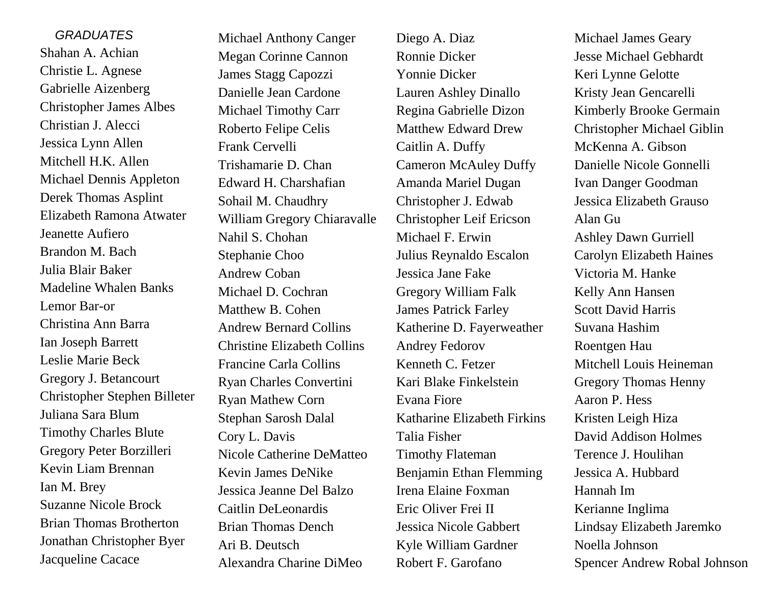*GRADUATES*

Shahan A. Achian
Christie L. Agnese
Gabrielle Aizenberg
Christopher James Albes
Christian J. Alecci
Jessica Lynn Allen
Mitchell H.K. Allen
Michael Dennis Appleton
Derek Thomas Asplint
Elizabeth Ramona Atwater
Jeanette Aufiero
Brandon M. Bach
Julia Blair Baker
Madeline Whalen Banks
Lemor Bar-or
Christina Ann Barra
Ian Joseph Barrett
Leslie Marie Beck
Gregory J. Betancourt
Christopher Stephen Billeter
Juliana Sara Blum
Timothy Charles Blute
Gregory Peter Borzilleri
Kevin Liam Brennan
Ian M. Brey
Suzanne Nicole Brock
Brian Thomas Brotherton
Jonathan Christopher Byer
Jacqueline Cacace
Michael Anthony Canger
Megan Corinne Cannon
James Stagg Capozzi
Danielle Jean Cardone
Michael Timothy Carr
Roberto Felipe Celis
Frank Cervelli
Trishamarie D. Chan
Edward H. Charshafian
Sohail M. Chaudhry
William Gregory Chiaravalle
Nahil S. Chohan
Stephanie Choo
Andrew Coban
Michael D. Cochran
Matthew B. Cohen
Andrew Bernard Collins
Christine Elizabeth Collins
Francine Carla Collins
Ryan Charles Convertini
Ryan Mathew Corn
Stephan Sarosh Dalal
Cory L. Davis
Nicole Catherine DeMatteo
Kevin James DeNike
Jessica Jeanne Del Balzo
Caitlin DeLeonardis
Brian Thomas Dench
Ari B. Deutsch
Alexandra Charine DiMeo
Diego A. Diaz
Ronnie Dicker
Yonnie Dicker
Lauren Ashley Dinallo
Regina Gabrielle Dizon
Matthew Edward Drew
Caitlin A. Duffy
Cameron McAuley Duffy
Amanda Mariel Dugan
Christopher J. Edwab
Christopher Leif Ericson
Michael F. Erwin
Julius Reynaldo Escalon
Jessica Jane Fake
Gregory William Falk
James Patrick Farley
Katherine D. Fayerweather
Andrey Fedorov
Kenneth C. Fetzer
Kari Blake Finkelstein
Evana Fiore
Katharine Elizabeth Firkins
Talia Fisher
Timothy Flateman
Benjamin Ethan Flemming
Irena Elaine Foxman
Eric Oliver Frei II
Jessica Nicole Gabbert
Kyle William Gardner
Robert F. Garofano
Michael James Geary
Jesse Michael Gebhardt
Keri Lynne Gelotte
Kristy Jean Gencarelli
Kimberly Brooke Germain
Christopher Michael Giblin
McKenna A. Gibson
Danielle Nicole Gonnelli
Ivan Danger Goodman
Jessica Elizabeth Grauso
Alan Gu
Ashley Dawn Gurriell
Carolyn Elizabeth Haines
Victoria M. Hanke
Kelly Ann Hansen
Scott David Harris
Suvana Hashim
Roentgen Hau
Mitchell Louis Heineman
Gregory Thomas Henny
Aaron P. Hess
Kristen Leigh Hiza
David Addison Holmes
Terence J. Houlihan
Jessica A. Hubbard
Hannah Im
Kerianne Inglima
Lindsay Elizabeth Jaremko
Noella Johnson
Spencer Andrew Robal Johnson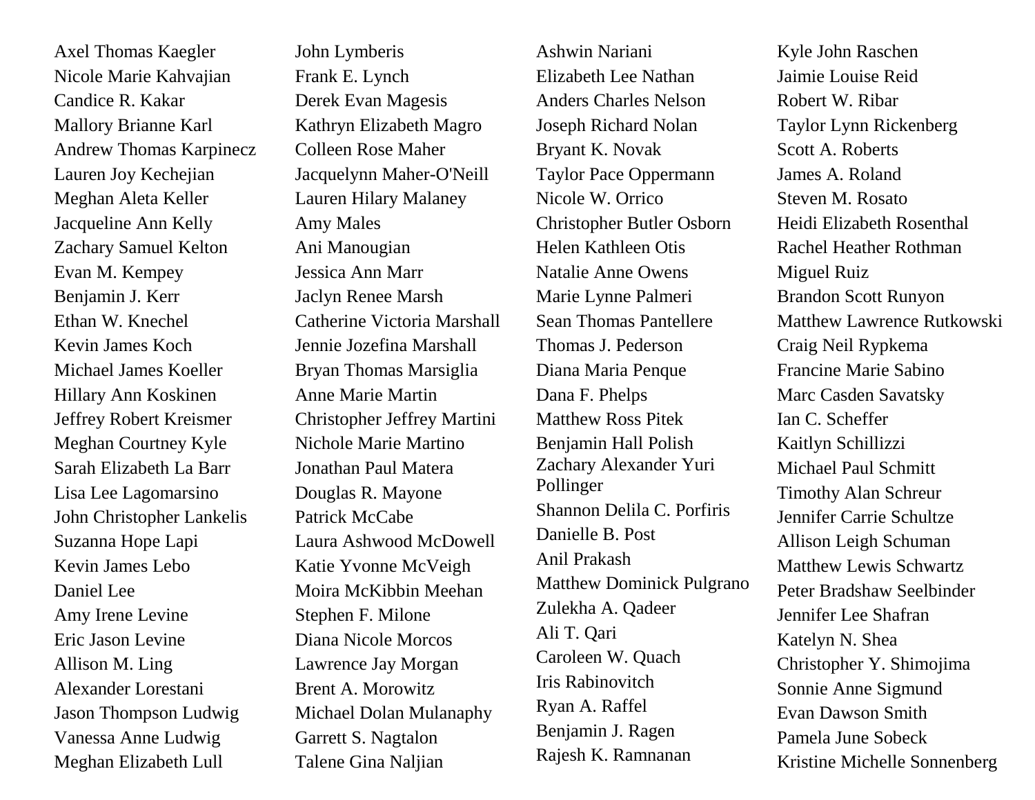Axel Thomas Kaegler
Nicole Marie Kahvajian
Candice R. Kakar
Mallory Brianne Karl
Andrew Thomas Karpinecz
Lauren Joy Kechejian
Meghan Aleta Keller
Jacqueline Ann Kelly
Zachary Samuel Kelton
Evan M. Kempey
Benjamin J. Kerr
Ethan W. Knechel
Kevin James Koch
Michael James Koeller
Hillary Ann Koskinen
Jeffrey Robert Kreismer
Meghan Courtney Kyle
Sarah Elizabeth La Barr
Lisa Lee Lagomarsino
John Christopher Lankelis
Suzanna Hope Lapi
Kevin James Lebo
Daniel Lee
Amy Irene Levine
Eric Jason Levine
Allison M. Ling
Alexander Lorestani
Jason Thompson Ludwig
Vanessa Anne Ludwig
Meghan Elizabeth Lull

John Lymberis
Frank E. Lynch
Derek Evan Magesis
Kathryn Elizabeth Magro
Colleen Rose Maher
Jacquelynn Maher-O'Neill
Lauren Hilary Malaney
Amy Males
Ani Manougian
Jessica Ann Marr
Jaclyn Renee Marsh
Catherine Victoria Marshall
Jennie Jozefina Marshall
Bryan Thomas Marsiglia
Anne Marie Martin
Christopher Jeffrey Martini
Nichole Marie Martino
Jonathan Paul Matera
Douglas R. Mayone
Patrick McCabe
Laura Ashwood McDowell
Katie Yvonne McVeigh
Moira McKibbin Meehan
Stephen F. Milone
Diana Nicole Morcos
Lawrence Jay Morgan
Brent A. Morowitz
Michael Dolan Mulanaphy
Garrett S. Nagtalon
Talene Gina Naljian

Ashwin Nariani
Elizabeth Lee Nathan
Anders Charles Nelson
Joseph Richard Nolan
Bryant K. Novak
Taylor Pace Oppermann
Nicole W. Orrico
Christopher Butler Osborn
Helen Kathleen Otis
Natalie Anne Owens
Marie Lynne Palmeri
Sean Thomas Pantellere
Thomas J. Pederson
Diana Maria Penque
Dana F. Phelps
Matthew Ross Pitek
Benjamin Hall Polish
Zachary Alexander Yuri Pollinger
Shannon Delila C. Porfiris
Danielle B. Post
Anil Prakash
Matthew Dominick Pulgrano
Zulekha A. Qadeer
Ali T. Qari
Caroleen W. Quach
Iris Rabinovitch
Ryan A. Raffel
Benjamin J. Ragen
Rajesh K. Ramnanan

Kyle John Raschen
Jaimie Louise Reid
Robert W. Ribar
Taylor Lynn Rickenberg
Scott A. Roberts
James A. Roland
Steven M. Rosato
Heidi Elizabeth Rosenthal
Rachel Heather Rothman
Miguel Ruiz
Brandon Scott Runyon
Matthew Lawrence Rutkowski
Craig Neil Rypkema
Francine Marie Sabino
Marc Casden Savatsky
Ian C. Scheffer
Kaitlyn Schillizzi
Michael Paul Schmitt
Timothy Alan Schreur
Jennifer Carrie Schultze
Allison Leigh Schuman
Matthew Lewis Schwartz
Peter Bradshaw Seelbinder
Jennifer Lee Shafran
Katelyn N. Shea
Christopher Y. Shimojima
Sonnie Anne Sigmund
Evan Dawson Smith
Pamela June Sobeck
Kristine Michelle Sonnenberg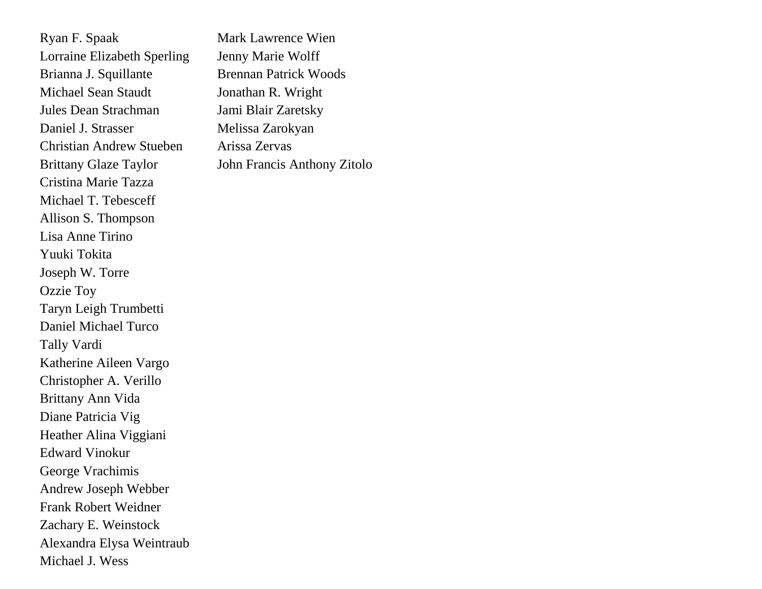Ryan F. Spaak
Lorraine Elizabeth Sperling
Brianna J. Squillante
Michael Sean Staudt
Jules Dean Strachman
Daniel J. Strasser
Christian Andrew Stueben
Brittany Glaze Taylor
Cristina Marie Tazza
Michael T. Tebesceff
Allison S. Thompson
Lisa Anne Tirino
Yuuki Tokita
Joseph W. Torre
Ozzie Toy
Taryn Leigh Trumbetti
Daniel Michael Turco
Tally Vardi
Katherine Aileen Vargo
Christopher A. Verillo
Brittany Ann Vida
Diane Patricia Vig
Heather Alina Viggiani
Edward Vinokur
George Vrachimis
Andrew Joseph Webber
Frank Robert Weidner
Zachary E. Weinstock
Alexandra Elysa Weintraub
Michael J. Wess
Mark Lawrence Wien
Jenny Marie Wolff
Brennan Patrick Woods
Jonathan R. Wright
Jami Blair Zaretsky
Melissa Zarokyan
Arissa Zervas
John Francis Anthony Zitolo